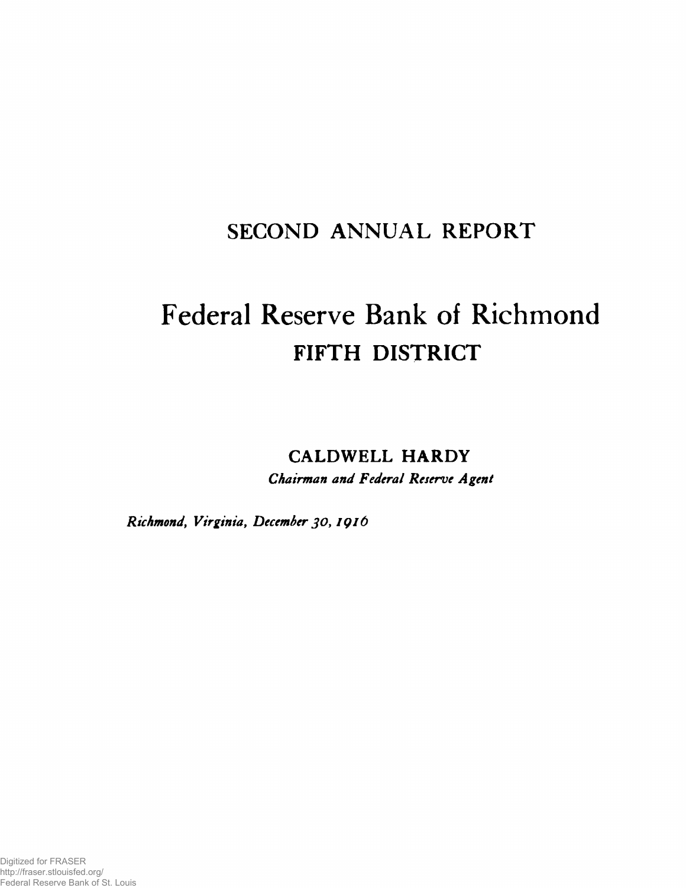# SECOND ANNUAL REPORT

# Federal Reserve Bank of Richmond

## FIFTH DISTRICT

**CALDWELL HARDY**

*Chairman and Federal Reserve Agent*

*Richmond, Virginia, December 30, 1916*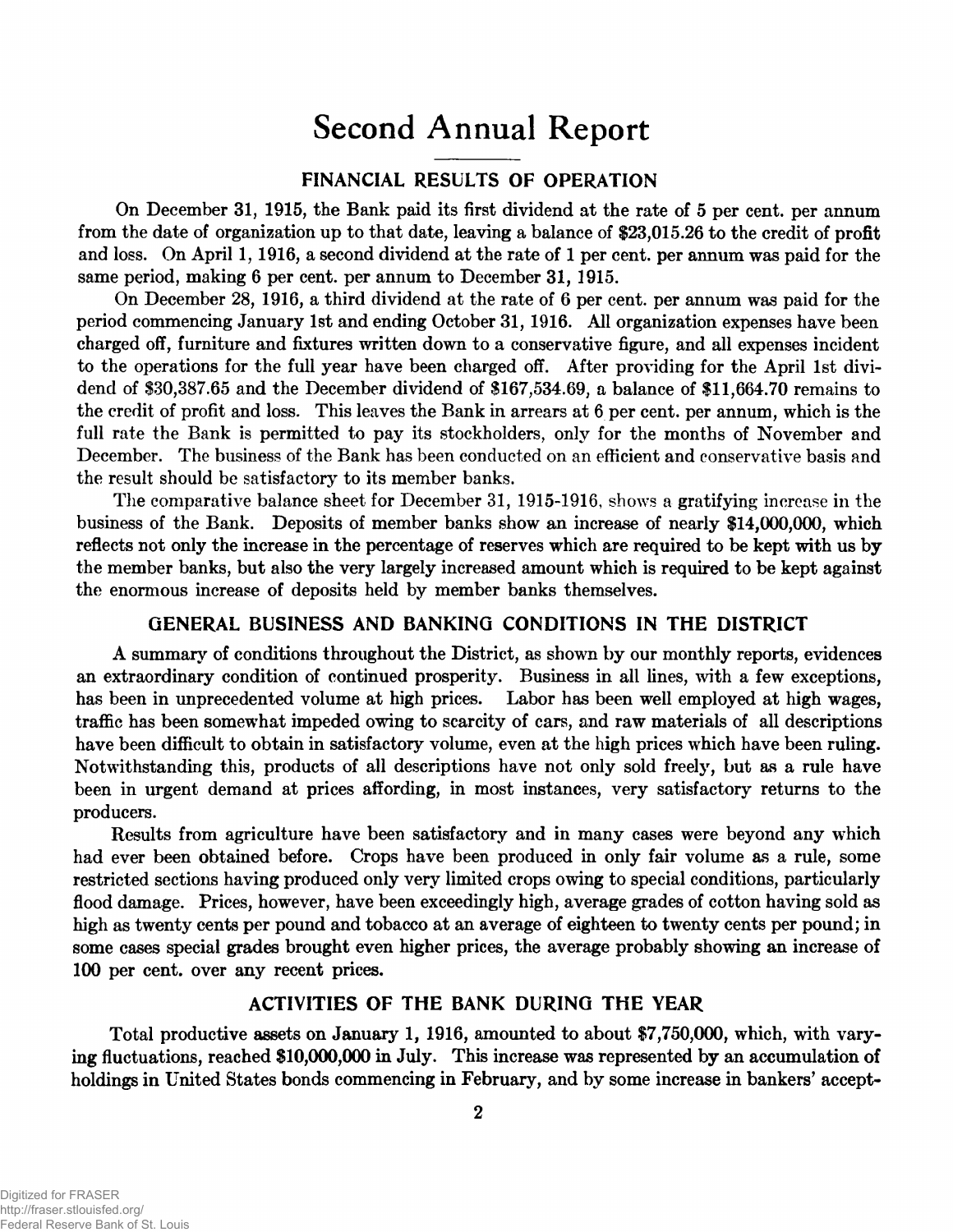# Second Annual Report

## FINANCIAL RESULTS OF OPERATION

On December 31, 1915, the Bank paid its first dividend at the rate of 5 per cent. per annum from the date of organization up to that date, leaving a balance of $23,015.26 to the credit of profit and loss. On April 1, 1916, a second dividend at the rate of 1 per cent. per annum was paid for the same period, making 6 per cent. per annum to December 31, 1915.

On December 28, 1916, a third dividend at the rate of 6 per cent. per annum was paid for the period commencing January 1st and ending October 31, 1916. All organization expenses have been charged off, furniture and fixtures written down to a conservative figure, and all expenses incident to the operations for the full year have been charged off. After providing for the April 1st dividend of $30,387.65 and the December dividend of $167,534.69, a balance of $11,664.70 remains to the credit of profit and loss. This leaves the Bank in arrears at 6 per cent. per annum, which is the full rate the Bank is permitted to pay its stockholders, only for the months of November and December. The business of the Bank has been conducted on an efficient and conservative basis and the result should be satisfactory to its member banks.

The comparative balance sheet for December 31, 1915-1916, shows a gratifying increase in the business of the Bank. Deposits of member banks show an increase of nearly $14,000,000, which reflects not only the increase in the percentage of reserves which are required to be kept with us by the member banks, but also the very largely increased amount which is required to be kept against the enormous increase of deposits held by member banks themselves.

## GENERAL BUSINESS AND BANKING CONDITIONS IN THE DISTRICT

A summary of conditions throughout the District, as shown by our monthly reports, evidences an extraordinary condition of continued prosperity. Business in all lines, with a few exceptions, has been in unprecedented volume at high prices. Labor has been well employed at high wages, traffic has been somewhat impeded owing to scarcity of cars, and raw materials of all descriptions have been difficult to obtain in satisfactory volume, even at the high prices which have been ruling. Notwithstanding this, products of all descriptions have not only sold freely, but as a rule have been in urgent demand at prices affording, in most instances, very satisfactory returns to the producers.

Results from agriculture have been satisfactory and in many cases were beyond any which had ever been obtained before. Crops have been produced in only fair volume as a rule, some restricted sections having produced only very limited crops owing to special conditions, particularly flood damage. Prices, however, have been exceedingly high, average grades of cotton having sold as high as twenty cents per pound and tobacco at an average of eighteen to twenty cents per pound; in some cases special grades brought even higher prices, the average probably showing an increase of 100 per cent. over any recent prices.

## ACTIVITIES OF THE BANK DURING THE YEAR

Total productive assets on January 1, 1916, amounted to about $7,750,000, which, with varying fluctuations, reached $10,000,000 in July. This increase was represented by an accumulation of holdings in United States bonds commencing in February, and by some increase in bankers' accept-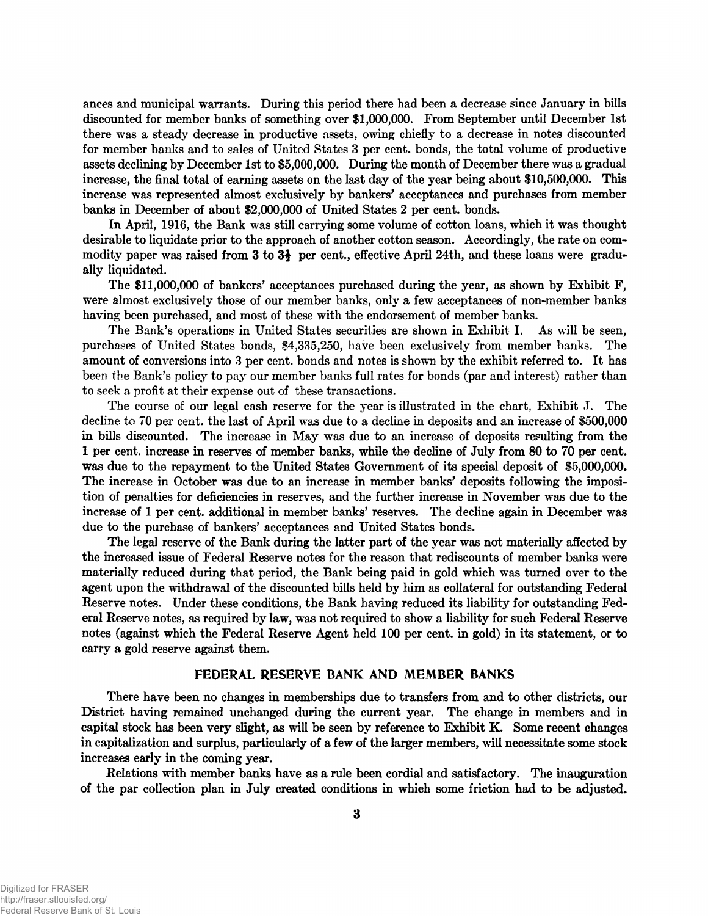ances and municipal warrants. During this period there had been a decrease since January in bills discounted for member banks of something over $1,000,000. From September until December 1st there was a steady decrease in productive assets, owing chiefly to a decrease in notes discounted for member banks and to sales of United States 3 per cent. bonds, the total volume of productive assets declining by December 1st to $5,000,000. During the month of December there was a gradual increase, the final total of earning assets on the last day of the year being about $10,500,000. This increase was represented almost exclusively by bankers' acceptances and purchases from member banks in December of about $2,000,000 of United States 2 per cent. bonds.

In April, 1916, the Bank was still carrying some volume of cotton loans, which it was thought desirable to liquidate prior to the approach of another cotton season. Accordingly, the rate on commodity paper was raised from 3 to 3½ per cent., effective April 24th, and these loans were gradually liquidated.

The $11,000,000 of bankers' acceptances purchased during the year, as shown by Exhibit F, were almost exclusively those of our member banks, only a few acceptances of non-member banks having been purchased, and most of these with the endorsement of member banks.

The Bank's operations in United States securities are shown in Exhibit I. As will be seen, purchases of United States bonds, $4,335,250, have been exclusively from member banks. The amount of conversions into 3 per cent. bonds and notes is shown by the exhibit referred to. It has been the Bank's policy to pay our member banks full rates for bonds (par and interest) rather than to seek a profit at their expense out of these transactions.

The course of our legal cash reserve for the year is illustrated in the chart, Exhibit J. The decline to 70 per cent. the last of April was due to a decline in deposits and an increase of $500,000 in bills discounted. The increase in May was due to an increase of deposits resulting from the 1 per cent. increase in reserves of member banks, while the decline of July from 80 to 70 per cent. was due to the repayment to the United States Government of its special deposit of $5,000,000. The increase in October was due to an increase in member banks' deposits following the imposition of penalties for deficiencies in reserves, and the further increase in November was due to the increase of 1 per cent. additional in member banks' reserves. The decline again in December was due to the purchase of bankers' acceptances and United States bonds.

The legal reserve of the Bank during the latter part of the year was not materially affected by the increased issue of Federal Reserve notes for the reason that rediscounts of member banks were materially reduced during that period, the Bank being paid in gold which was turned over to the agent upon the withdrawal of the discounted bills held by him as collateral for outstanding Federal Reserve notes. Under these conditions, the Bank having reduced its liability for outstanding Federal Reserve notes, as required by law, was not required to show a liability for such Federal Reserve notes (against which the Federal Reserve Agent held 100 per cent. in gold) in its statement, or to carry a gold reserve against them.

## FEDERAL RESERVE BANK AND MEMBER BANKS

There have been no changes in memberships due to transfers from and to other districts, our District having remained unchanged during the current year. The change in members and in capital stock has been very slight, as will be seen by reference to Exhibit K. Some recent changes in capitalization and surplus, particularly of a few of the larger members, will necessitate some stock increases early in the coming year.

Relations with member banks have as a rule been cordial and satisfactory. The inauguration of the par collection plan in July created conditions in which some friction had to be adjusted.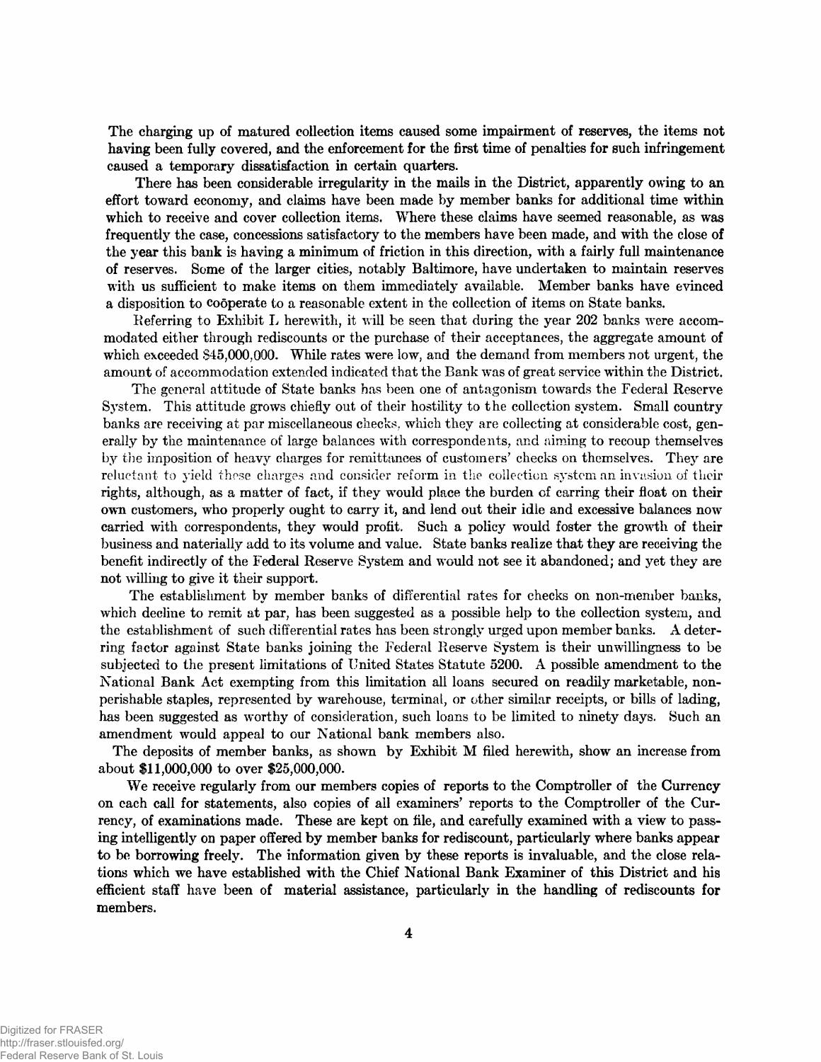The charging up of matured collection items caused some impairment of reserves, the items not having been fully covered, and the enforcement for the first time of penalties for such infringement caused a temporary dissatisfaction in certain quarters.

There has been considerable irregularity in the mails in the District, apparently owing to an effort toward economy, and claims have been made by member banks for additional time within which to receive and cover collection items. Where these claims have seemed reasonable, as was frequently the case, concessions satisfactory to the members have been made, and with the close of the year this bank is having a minimum of friction in this direction, with a fairly full maintenance of reserves. Some of the larger cities, notably Baltimore, have undertaken to maintain reserves with us sufficient to make items on them immediately available. Member banks have evinced a disposition to coöperate to a reasonable extent in the collection of items on State banks.

Referring to Exhibit L herewith, it will be seen that during the year 202 banks were accommodated either through rediscounts or the purchase of their acceptances, the aggregate amount of which exceeded $45,000,000. While rates were low, and the demand from members not urgent, the amount of accommodation extended indicated that the Bank was of great service within the District.

The general attitude of State banks has been one of antagonism towards the Federal Reserve System. This attitude grows chiefly out of their hostility to the collection system. Small country banks are receiving at par miscellaneous checks, which they are collecting at considerable cost, generally by the maintenance of large balances with correspondents, and aiming to recoup themselves by the imposition of heavy charges for remittances of customers' checks on themselves. They are reluctant to yield these charges and consider reform in the collection system an invasion of their rights, although, as a matter of fact, if they would place the burden of carring their float on their own customers, who properly ought to carry it, and lend out their idle and excessive balances now carried with correspondents, they would profit. Such a policy would foster the growth of their business and naterially add to its volume and value. State banks realize that they are receiving the benefit indirectly of the Federal Reserve System and would not see it abandoned; and yet they are not willing to give it their support.

The establishment by member banks of differential rates for checks on non-member banks, which decline to remit at par, has been suggested as a possible help to the collection system, and the establishment of such differential rates has been strongly urged upon member banks. A deterring factor against State banks joining the Federal Reserve System is their unwillingness to be subjected to the present limitations of United States Statute 5200. A possible amendment to the National Bank Act exempting from this limitation all loans secured on readily marketable, non-perishable staples, represented by warehouse, terminal, or other similar receipts, or bills of lading, has been suggested as worthy of consideration, such loans to be limited to ninety days. Such an amendment would appeal to our National bank members also.

The deposits of member banks, as shown by Exhibit M filed herewith, show an increase from about $11,000,000 to over $25,000,000.

We receive regularly from our members copies of reports to the Comptroller of the Currency on each call for statements, also copies of all examiners' reports to the Comptroller of the Currency, of examinations made. These are kept on file, and carefully examined with a view to passing intelligently on paper offered by member banks for rediscount, particularly where banks appear to be borrowing freely. The information given by these reports is invaluable, and the close relations which we have established with the Chief National Bank Examiner of this District and his efficient staff have been of material assistance, particularly in the handling of rediscounts for members.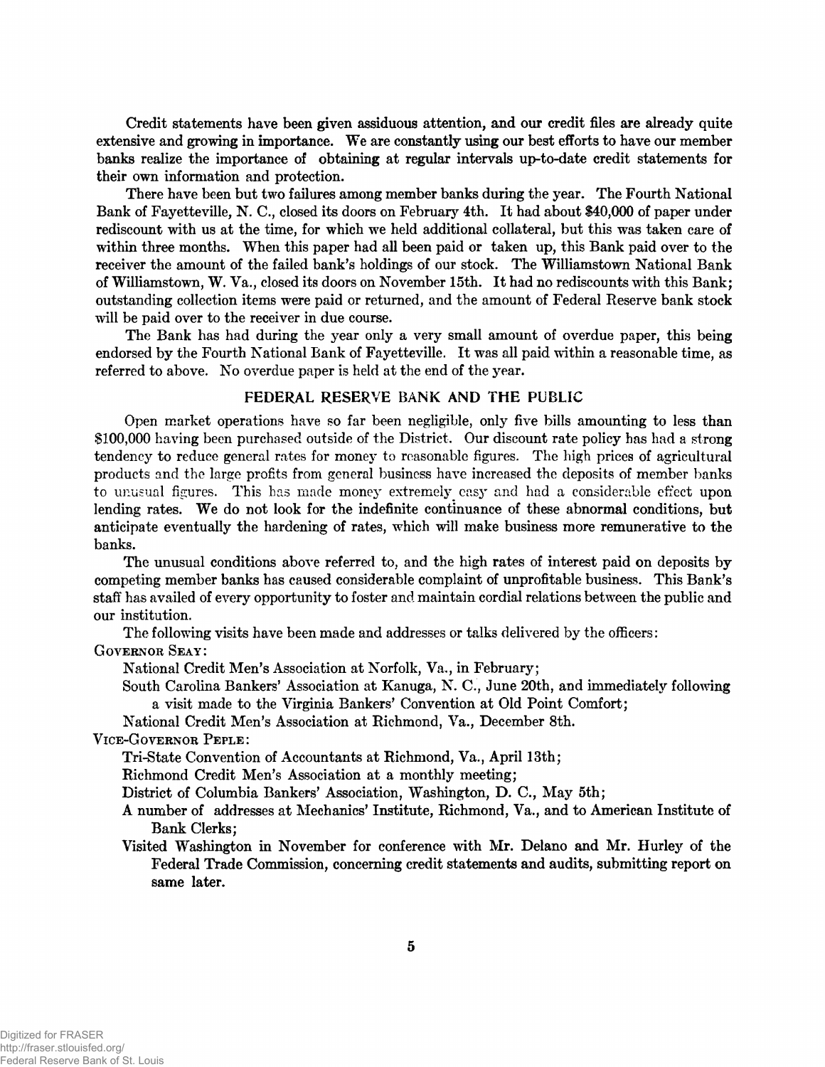Credit statements have been given assiduous attention, and our credit files are already quite extensive and growing in importance. We are constantly using our best efforts to have our member banks realize the importance of obtaining at regular intervals up-to-date credit statements for their own information and protection.

There have been but two failures among member banks during the year. The Fourth National Bank of Fayetteville, N. C., closed its doors on February 4th. It had about $40,000 of paper under rediscount with us at the time, for which we held additional collateral, but this was taken care of within three months. When this paper had all been paid or taken up, this Bank paid over to the receiver the amount of the failed bank's holdings of our stock. The Williamstown National Bank of Williamstown, W. Va., closed its doors on November 15th. It had no rediscounts with this Bank; outstanding collection items were paid or returned, and the amount of Federal Reserve bank stock will be paid over to the receiver in due course.

The Bank has had during the year only a very small amount of overdue paper, this being endorsed by the Fourth National Bank of Fayetteville. It was all paid within a reasonable time, as referred to above. No overdue paper is held at the end of the year.

## FEDERAL RESERVE BANK AND THE PUBLIC

Open market operations have so far been negligible, only five bills amounting to less than $100,000 having been purchased outside of the District. Our discount rate policy has had a strong tendency to reduce general rates for money to reasonable figures. The high prices of agricultural products and the large profits from general business have increased the deposits of member banks to unusual figures. This has made money extremely easy and had a considerable effect upon lending rates. We do not look for the indefinite continuance of these abnormal conditions, but anticipate eventually the hardening of rates, which will make business more remunerative to the banks.

The unusual conditions above referred to, and the high rates of interest paid on deposits by competing member banks has caused considerable complaint of unprofitable business. This Bank's staff has availed of every opportunity to foster and maintain cordial relations between the public and our institution.

The following visits have been made and addresses or talks delivered by the officers:

Governor Seay:

- National Credit Men's Association at Norfolk, Va., in February;
- South Carolina Bankers' Association at Kanuga, N. C., June 20th, and immediately following a visit made to the Virginia Bankers' Convention at Old Point Comfort;
- National Credit Men's Association at Richmond, Va., December 8th.

Vice-Governor Peple:

- Tri-State Convention of Accountants at Richmond, Va., April 13th;
- Richmond Credit Men's Association at a monthly meeting;
- District of Columbia Bankers' Association, Washington, D. C., May 5th;
- A number of addresses at Mechanics' Institute, Richmond, Va., and to American Institute of Bank Clerks;
- Visited Washington in November for conference with Mr. Delano and Mr. Hurley of the Federal Trade Commission, concerning credit statements and audits, submitting report on same later.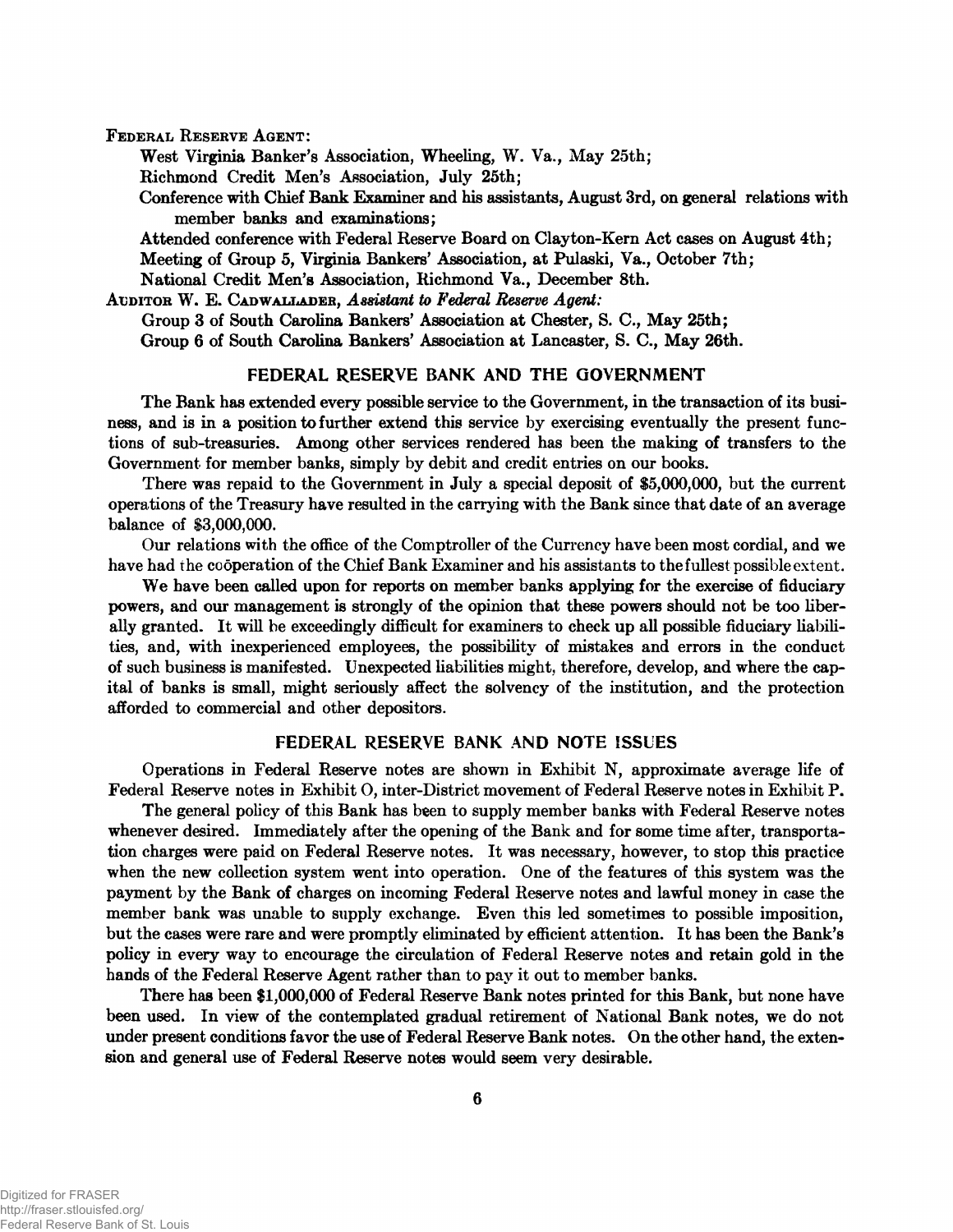Federal Reserve Agent:

West Virginia Banker's Association, Wheeling, W. Va., May 25th;

Richmond Credit Men's Association, July 25th;

Conference with Chief Bank Examiner and his assistants, August 3rd, on general relations with member banks and examinations;

Attended conference with Federal Reserve Board on Clayton-Kern Act cases on August 4th;

Meeting of Group 5, Virginia Bankers' Association, at Pulaski, Va., October 7th;

National Credit Men's Association, Richmond Va., December 8th.

Auditor W. E. Cadwallader, *Assistant to Federal Reserve Agent:*

Group 3 of South Carolina Bankers' Association at Chester, S. C., May 25th;

Group 6 of South Carolina Bankers' Association at Lancaster, S. C., May 26th.

## FEDERAL RESERVE BANK AND THE GOVERNMENT

The Bank has extended every possible service to the Government, in the transaction of its business, and is in a position to further extend this service by exercising eventually the present functions of sub-treasuries. Among other services rendered has been the making of transfers to the Government for member banks, simply by debit and credit entries on our books.

There was repaid to the Government in July a special deposit of $5,000,000, but the current operations of the Treasury have resulted in the carrying with the Bank since that date of an average balance of $3,000,000.

Our relations with the office of the Comptroller of the Currency have been most cordial, and we have had the coöperation of the Chief Bank Examiner and his assistants to the fullest possible extent.

We have been called upon for reports on member banks applying for the exercise of fiduciary powers, and our management is strongly of the opinion that these powers should not be too liberally granted. It will be exceedingly difficult for examiners to check up all possible fiduciary liabilities, and, with inexperienced employees, the possibility of mistakes and errors in the conduct of such business is manifested. Unexpected liabilities might, therefore, develop, and where the capital of banks is small, might seriously affect the solvency of the institution, and the protection afforded to commercial and other depositors.

## FEDERAL RESERVE BANK AND NOTE ISSUES

Operations in Federal Reserve notes are shown in Exhibit N, approximate average life of Federal Reserve notes in Exhibit O, inter-District movement of Federal Reserve notes in Exhibit P.

The general policy of this Bank has been to supply member banks with Federal Reserve notes whenever desired. Immediately after the opening of the Bank and for some time after, transportation charges were paid on Federal Reserve notes. It was necessary, however, to stop this practice when the new collection system went into operation. One of the features of this system was the payment by the Bank of charges on incoming Federal Reserve notes and lawful money in case the member bank was unable to supply exchange. Even this led sometimes to possible imposition, but the cases were rare and were promptly eliminated by efficient attention. It has been the Bank's policy in every way to encourage the circulation of Federal Reserve notes and retain gold in the hands of the Federal Reserve Agent rather than to pay it out to member banks.

There has been $1,000,000 of Federal Reserve Bank notes printed for this Bank, but none have been used. In view of the contemplated gradual retirement of National Bank notes, we do not under present conditions favor the use of Federal Reserve Bank notes. On the other hand, the extension and general use of Federal Reserve notes would seem very desirable.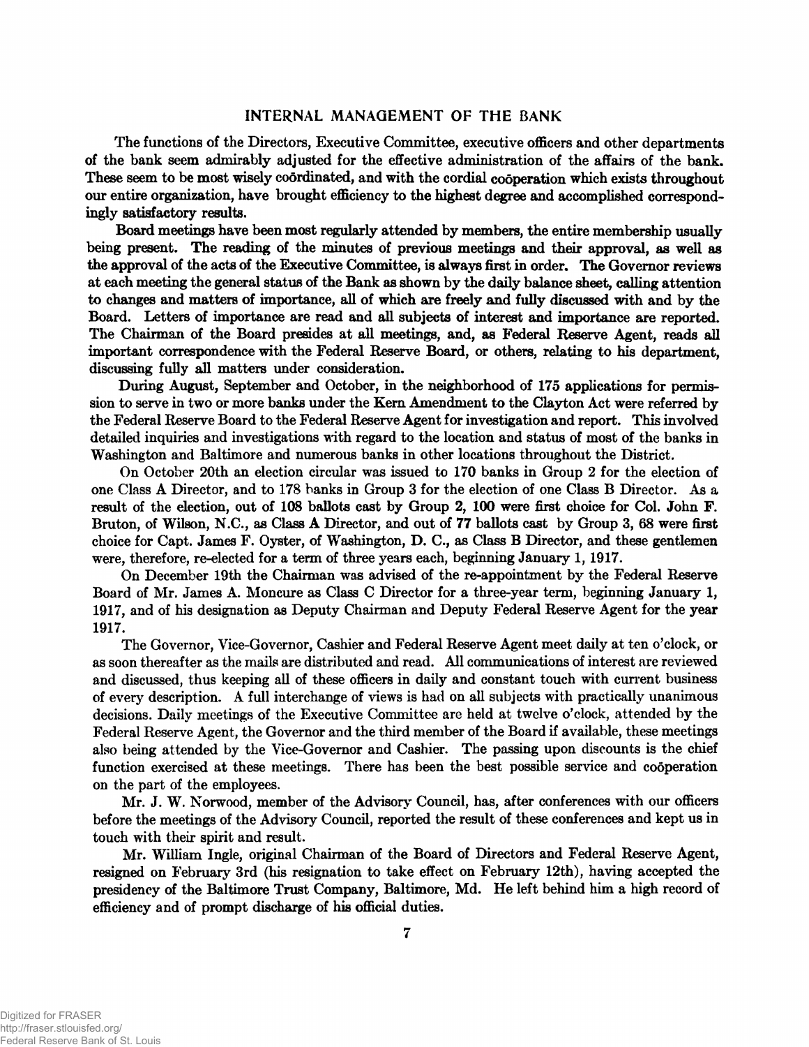## INTERNAL MANAGEMENT OF THE BANK

The functions of the Directors, Executive Committee, executive officers and other departments of the bank seem admirably adjusted for the effective administration of the affairs of the bank. These seem to be most wisely coördinated, and with the cordial coöperation which exists throughout our entire organization, have brought efficiency to the highest degree and accomplished correspondingly satisfactory results.

Board meetings have been most regularly attended by members, the entire membership usually being present. The reading of the minutes of previous meetings and their approval, as well as the approval of the acts of the Executive Committee, is always first in order. The Governor reviews at each meeting the general status of the Bank as shown by the daily balance sheet, calling attention to changes and matters of importance, all of which are freely and fully discussed with and by the Board. Letters of importance are read and all subjects of interest and importance are reported. The Chairman of the Board presides at all meetings, and, as Federal Reserve Agent, reads all important correspondence with the Federal Reserve Board, or others, relating to his department, discussing fully all matters under consideration.

During August, September and October, in the neighborhood of 175 applications for permission to serve in two or more banks under the Kern Amendment to the Clayton Act were referred by the Federal Reserve Board to the Federal Reserve Agent for investigation and report. This involved detailed inquiries and investigations with regard to the location and status of most of the banks in Washington and Baltimore and numerous banks in other locations throughout the District.

On October 20th an election circular was issued to 170 banks in Group 2 for the election of one Class A Director, and to 178 banks in Group 3 for the election of one Class B Director. As a result of the election, out of 108 ballots cast by Group 2, 100 were first choice for Col. John F. Bruton, of Wilson, N.C., as Class A Director, and out of 77 ballots cast by Group 3, 68 were first choice for Capt. James F. Oyster, of Washington, D. C., as Class B Director, and these gentlemen were, therefore, re-elected for a term of three years each, beginning January 1, 1917.

On December 19th the Chairman was advised of the re-appointment by the Federal Reserve Board of Mr. James A. Moncure as Class C Director for a three-year term, beginning January 1, 1917, and of his designation as Deputy Chairman and Deputy Federal Reserve Agent for the year 1917.

The Governor, Vice-Governor, Cashier and Federal Reserve Agent meet daily at ten o'clock, or as soon thereafter as the mails are distributed and read. All communications of interest are reviewed and discussed, thus keeping all of these officers in daily and constant touch with current business of every description. A full interchange of views is had on all subjects with practically unanimous decisions. Daily meetings of the Executive Committee are held at twelve o'clock, attended by the Federal Reserve Agent, the Governor and the third member of the Board if available, these meetings also being attended by the Vice-Governor and Cashier. The passing upon discounts is the chief function exercised at these meetings. There has been the best possible service and coöperation on the part of the employees.

Mr. J. W. Norwood, member of the Advisory Council, has, after conferences with our officers before the meetings of the Advisory Council, reported the result of these conferences and kept us in touch with their spirit and result.

Mr. William Ingle, original Chairman of the Board of Directors and Federal Reserve Agent, resigned on February 3rd (his resignation to take effect on February 12th), having accepted the presidency of the Baltimore Trust Company, Baltimore, Md. He left behind him a high record of efficiency and of prompt discharge of his official duties.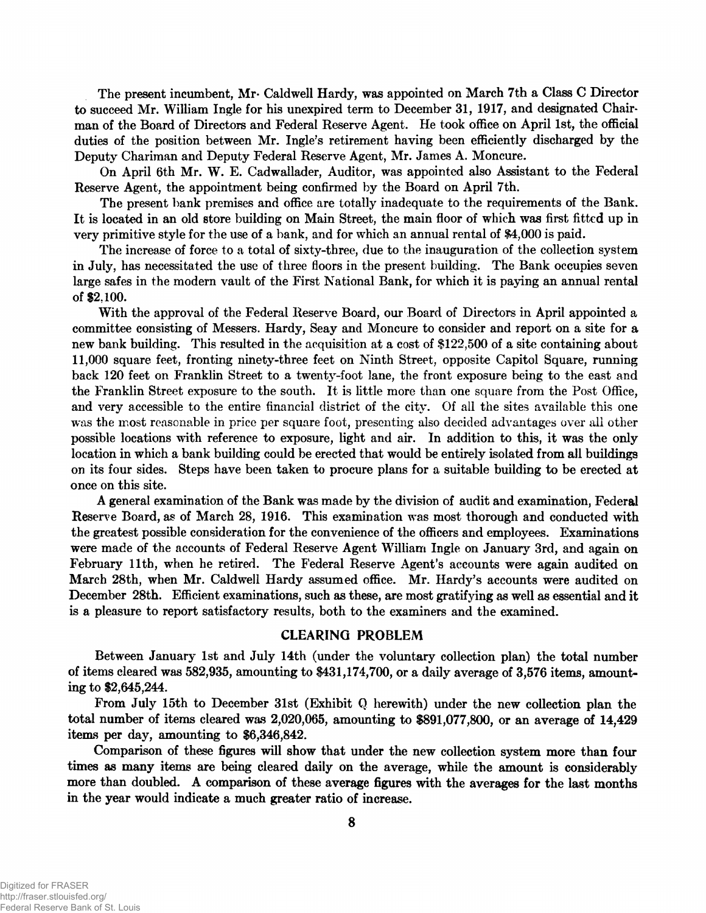The present incumbent, Mr. Caldwell Hardy, was appointed on March 7th a Class C Director to succeed Mr. William Ingle for his unexpired term to December 31, 1917, and designated Chairman of the Board of Directors and Federal Reserve Agent. He took office on April 1st, the official duties of the position between Mr. Ingle's retirement having been efficiently discharged by the Deputy Chariman and Deputy Federal Reserve Agent, Mr. James A. Moncure.

On April 6th Mr. W. E. Cadwallader, Auditor, was appointed also Assistant to the Federal Reserve Agent, the appointment being confirmed by the Board on April 7th.

The present bank premises and office are totally inadequate to the requirements of the Bank. It is located in an old store building on Main Street, the main floor of which was first fitted up in very primitive style for the use of a bank, and for which an annual rental of $4,000 is paid.

The increase of force to a total of sixty-three, due to the inauguration of the collection system in July, has necessitated the use of three floors in the present building. The Bank occupies seven large safes in the modern vault of the First National Bank, for which it is paying an annual rental of $2,100.

With the approval of the Federal Reserve Board, our Board of Directors in April appointed a committee consisting of Messers. Hardy, Seay and Moncure to consider and report on a site for a new bank building. This resulted in the acquisition at a cost of $122,500 of a site containing about 11,000 square feet, fronting ninety-three feet on Ninth Street, opposite Capitol Square, running back 120 feet on Franklin Street to a twenty-foot lane, the front exposure being to the east and the Franklin Street exposure to the south. It is little more than one square from the Post Office, and very accessible to the entire financial district of the city. Of all the sites available this one was the most reasonable in price per square foot, presenting also decided advantages over all other possible locations with reference to exposure, light and air. In addition to this, it was the only location in which a bank building could be erected that would be entirely isolated from all buildings on its four sides. Steps have been taken to procure plans for a suitable building to be erected at once on this site.

A general examination of the Bank was made by the division of audit and examination, Federal Reserve Board, as of March 28, 1916. This examination was most thorough and conducted with the greatest possible consideration for the convenience of the officers and employees. Examinations were made of the accounts of Federal Reserve Agent William Ingle on January 3rd, and again on February 11th, when he retired. The Federal Reserve Agent's accounts were again audited on March 28th, when Mr. Caldwell Hardy assumed office. Mr. Hardy's accounts were audited on December 28th. Efficient examinations, such as these, are most gratifying as well as essential and it is a pleasure to report satisfactory results, both to the examiners and the examined.

## CLEARING PROBLEM

Between January 1st and July 14th (under the voluntary collection plan) the total number of items cleared was 582,935, amounting to $431,174,700, or a daily average of 3,576 items, amounting to $2,645,244.

From July 15th to December 31st (Exhibit Q herewith) under the new collection plan the total number of items cleared was 2,020,065, amounting to $891,077,800, or an average of 14,429 items per day, amounting to $6,346,842.

Comparison of these figures will show that under the new collection system more than four times as many items are being cleared daily on the average, while the amount is considerably more than doubled. A comparison of these average figures with the averages for the last months in the year would indicate a much greater ratio of increase.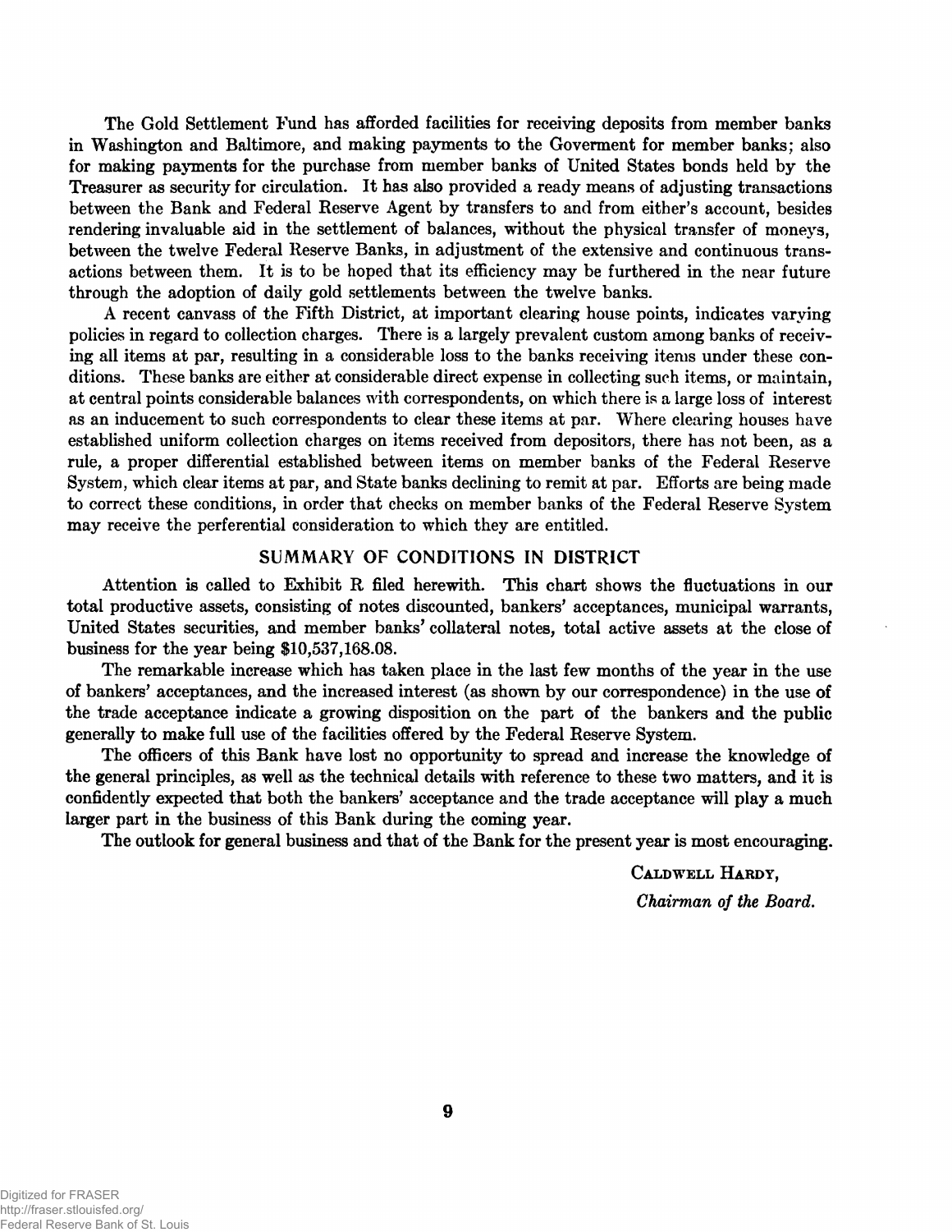The Gold Settlement Fund has afforded facilities for receiving deposits from member banks in Washington and Baltimore, and making payments to the Goverment for member banks; also for making payments for the purchase from member banks of United States bonds held by the Treasurer as security for circulation. It has also provided a ready means of adjusting transactions between the Bank and Federal Reserve Agent by transfers to and from either's account, besides rendering invaluable aid in the settlement of balances, without the physical transfer of moneys, between the twelve Federal Reserve Banks, in adjustment of the extensive and continuous transactions between them. It is to be hoped that its efficiency may be furthered in the near future through the adoption of daily gold settlements between the twelve banks.

A recent canvass of the Fifth District, at important clearing house points, indicates varying policies in regard to collection charges. There is a largely prevalent custom among banks of receiving all items at par, resulting in a considerable loss to the banks receiving items under these conditions. These banks are either at considerable direct expense in collecting such items, or maintain, at central points considerable balances with correspondents, on which there is a large loss of interest as an inducement to such correspondents to clear these items at par. Where clearing houses have established uniform collection charges on items received from depositors, there has not been, as a rule, a proper differential established between items on member banks of the Federal Reserve System, which clear items at par, and State banks declining to remit at par. Efforts are being made to correct these conditions, in order that checks on member banks of the Federal Reserve System may receive the perferential consideration to which they are entitled.

## SUMMARY OF CONDITIONS IN DISTRICT

Attention is called to Exhibit R filed herewith. This chart shows the fluctuations in our total productive assets, consisting of notes discounted, bankers' acceptances, municipal warrants, United States securities, and member banks' collateral notes, total active assets at the close of business for the year being $10,537,168.08.

The remarkable increase which has taken place in the last few months of the year in the use of bankers' acceptances, and the increased interest (as shown by our correspondence) in the use of the trade acceptance indicate a growing disposition on the part of the bankers and the public generally to make full use of the facilities offered by the Federal Reserve System.

The officers of this Bank have lost no opportunity to spread and increase the knowledge of the general principles, as well as the technical details with reference to these two matters, and it is confidently expected that both the bankers' acceptance and the trade acceptance will play a much larger part in the business of this Bank during the coming year.

The outlook for general business and that of the Bank for the present year is most encouraging.

CALDWELL HARDY,
*Chairman of the Board.*